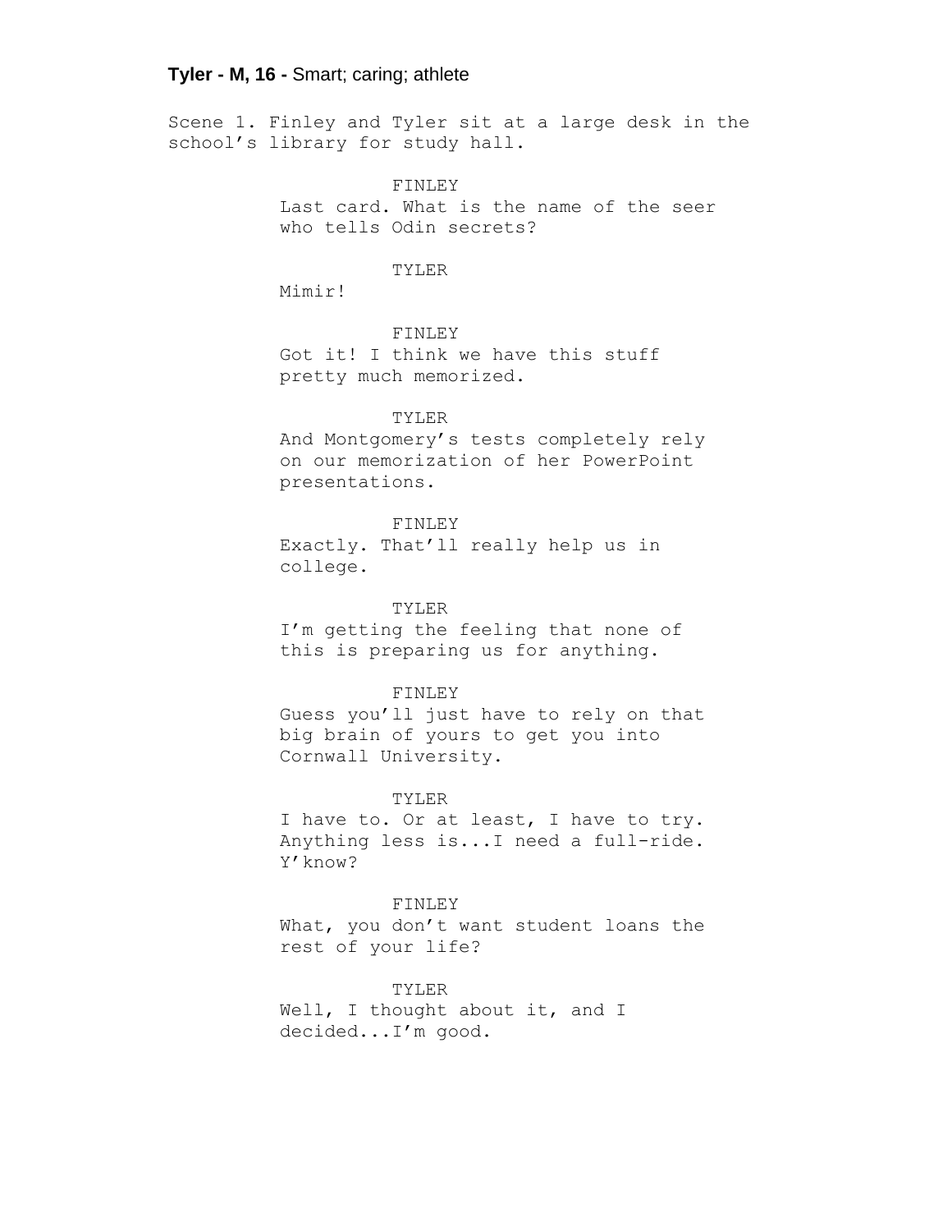**Tyler - M, 16 -** Smart; caring; athlete

Scene 1. Finley and Tyler sit at a large desk in the school's library for study hall.

FINLEY
Last card. What is the name of the seer who tells Odin secrets?

TYLER
Mimir!

FINLEY
Got it! I think we have this stuff pretty much memorized.

TYLER
And Montgomery's tests completely rely on our memorization of her PowerPoint presentations.

FINLEY
Exactly. That'll really help us in college.

TYLER
I'm getting the feeling that none of this is preparing us for anything.

FINLEY
Guess you'll just have to rely on that big brain of yours to get you into Cornwall University.

TYLER
I have to. Or at least, I have to try. Anything less is...I need a full-ride. Y'know?

FINLEY
What, you don't want student loans the rest of your life?

TYLER
Well, I thought about it, and I decided...I'm good.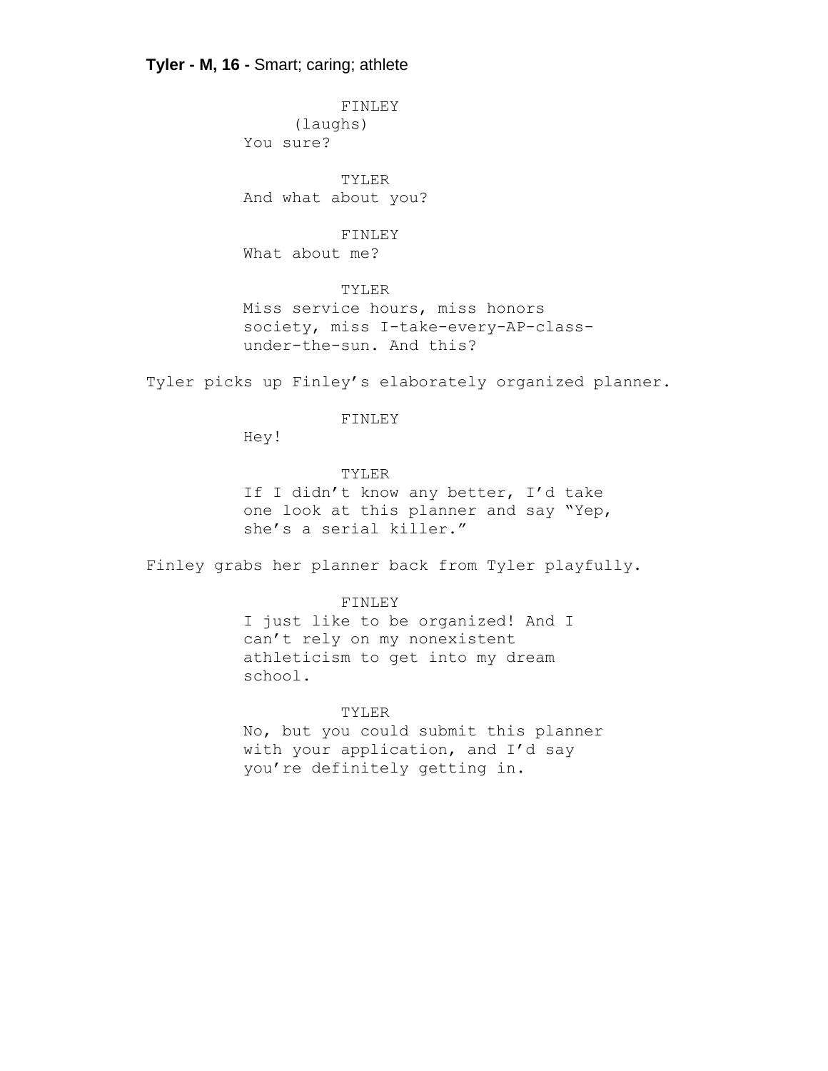**Tyler - M, 16 -** Smart; caring; athlete

FINLEY
(laughs)
You sure?

TYLER
And what about you?

FINLEY
What about me?

TYLER
Miss service hours, miss honors society, miss I-take-every-AP-class-under-the-sun. And this?

Tyler picks up Finley's elaborately organized planner.

FINLEY
Hey!

TYLER
If I didn't know any better, I'd take one look at this planner and say "Yep, she's a serial killer."

Finley grabs her planner back from Tyler playfully.

FINLEY
I just like to be organized! And I can't rely on my nonexistent athleticism to get into my dream school.

TYLER
No, but you could submit this planner with your application, and I'd say you're definitely getting in.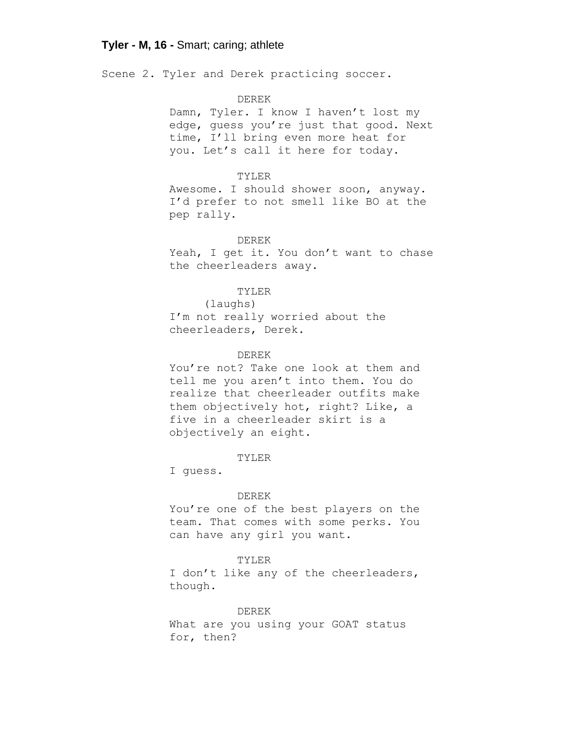**Tyler - M, 16 -** Smart; caring; athlete

Scene 2. Tyler and Derek practicing soccer.

DEREK

Damn, Tyler. I know I haven't lost my edge, guess you're just that good. Next time, I'll bring even more heat for you. Let's call it here for today.

TYLER

Awesome. I should shower soon, anyway. I'd prefer to not smell like BO at the pep rally.

DEREK

Yeah, I get it. You don't want to chase the cheerleaders away.

TYLER

(laughs)

I'm not really worried about the cheerleaders, Derek.

DEREK

You're not? Take one look at them and tell me you aren't into them. You do realize that cheerleader outfits make them objectively hot, right? Like, a five in a cheerleader skirt is a objectively an eight.

TYLER

I guess.

DEREK

You're one of the best players on the team. That comes with some perks. You can have any girl you want.

TYLER

I don't like any of the cheerleaders, though.

DEREK

What are you using your GOAT status for, then?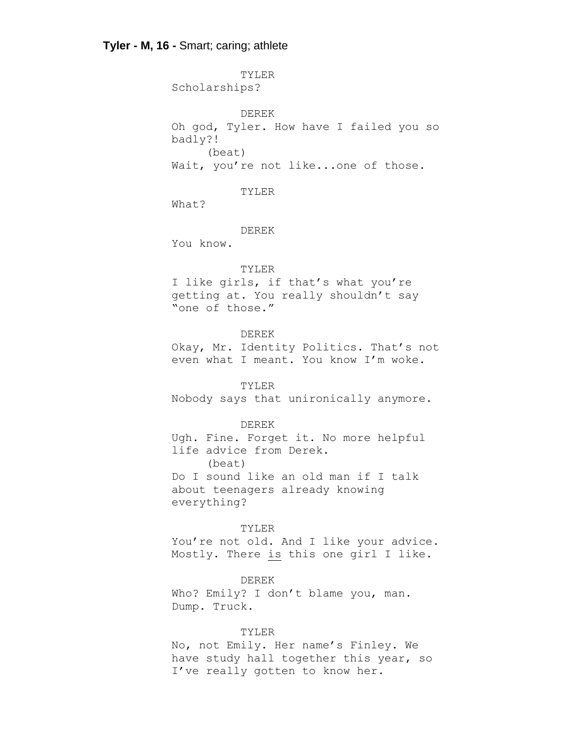**Tyler - M, 16 -** Smart; caring; athlete

TYLER
Scholarships?

DEREK
Oh god, Tyler. How have I failed you so badly?!
(beat)
Wait, you're not like...one of those.

TYLER
What?

DEREK
You know.

TYLER
I like girls, if that's what you're getting at. You really shouldn't say "one of those."

DEREK
Okay, Mr. Identity Politics. That's not even what I meant. You know I'm woke.

TYLER
Nobody says that unironically anymore.

DEREK
Ugh. Fine. Forget it. No more helpful life advice from Derek.
(beat)
Do I sound like an old man if I talk about teenagers already knowing everything?

TYLER
You're not old. And I like your advice. Mostly. There <u>is</u> this one girl I like.

DEREK
Who? Emily? I don't blame you, man. Dump. Truck.

TYLER
No, not Emily. Her name's Finley. We have study hall together this year, so I've really gotten to know her.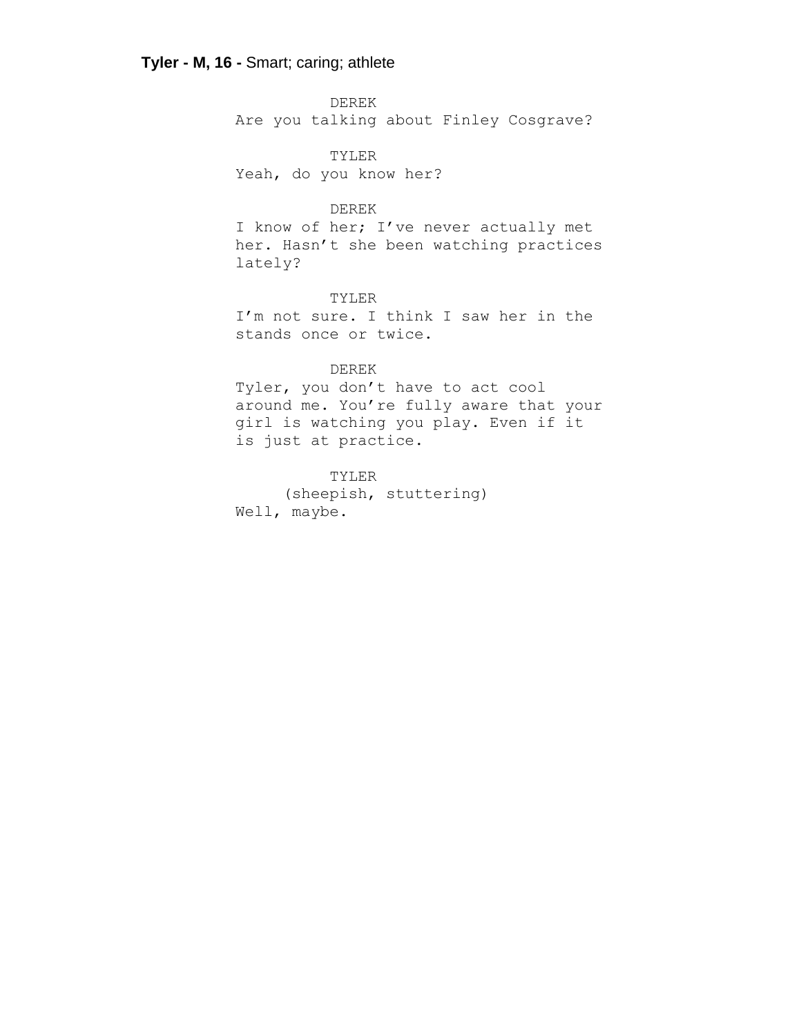**Tyler - M, 16 -** Smart; caring; athlete

DEREK
Are you talking about Finley Cosgrave?

TYLER
Yeah, do you know her?

DEREK
I know of her; I've never actually met her. Hasn't she been watching practices lately?

TYLER
I'm not sure. I think I saw her in the stands once or twice.

DEREK
Tyler, you don't have to act cool around me. You're fully aware that your girl is watching you play. Even if it is just at practice.

TYLER
(sheepish, stuttering)
Well, maybe.